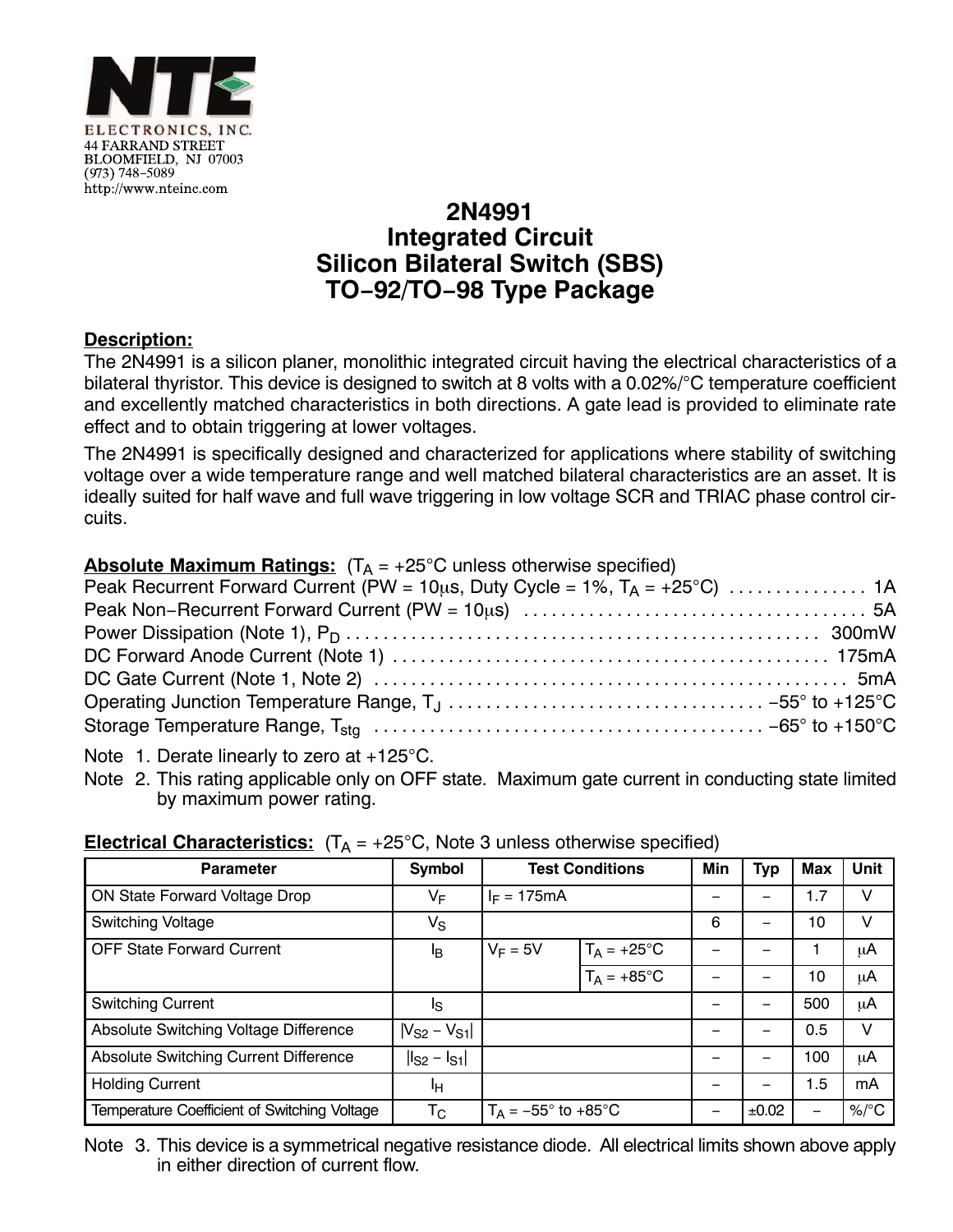NTE

ELECTRONICS, INC.
44 FARRAND STREET
BLOOMFIELD, NJ 07003
(973) 748–5089
http://www.nteinc.com

# 2N4991
# Integrated Circuit
# Silicon Bilateral Switch (SBS)
# TO–92/TO–98 Type Package

**Description:**

The 2N4991 is a silicon planer, monolithic integrated circuit having the electrical characteristics of a bilateral thyristor. This device is designed to switch at 8 volts with a 0.02%/°C temperature coefficient and excellently matched characteristics in both directions. A gate lead is provided to eliminate rate effect and to obtain triggering at lower voltages.

The 2N4991 is specifically designed and characterized for applications where stability of switching voltage over a wide temperature range and well matched bilateral characteristics are an asset. It is ideally suited for half wave and full wave triggering in low voltage SCR and TRIAC phase control circuits.

**Absolute Maximum Ratings:** ($T_A$ = +25°C unless otherwise specified)

Peak Recurrent Forward Current (PW = 10μs, Duty Cycle = 1%, $T_A$ = +25°C) . . . . . . . . . . . . . . . 1A
Peak Non–Recurrent Forward Current (PW = 10μs) . . . . . . . . . . . . . . . . . . . . . . . . . . . . . . . . . . . . 5A
Power Dissipation (Note 1), $P_D$ . . . . . . . . . . . . . . . . . . . . . . . . . . . . . . . . . . . . . . . . . . . . . . . . . 300mW
DC Forward Anode Current (Note 1) . . . . . . . . . . . . . . . . . . . . . . . . . . . . . . . . . . . . . . . . . . . . . . 175mA
DC Gate Current (Note 1, Note 2) . . . . . . . . . . . . . . . . . . . . . . . . . . . . . . . . . . . . . . . . . . . . . . . . . . 5mA
Operating Junction Temperature Range, $T_J$ . . . . . . . . . . . . . . . . . . . . . . . . . . . . . . . . –55° to +125°C
Storage Temperature Range, $T_{stg}$ . . . . . . . . . . . . . . . . . . . . . . . . . . . . . . . . . . . . . . . . . –65° to +150°C

Note 1. Derate linearly to zero at +125°C.

Note 2. This rating applicable only on OFF state. Maximum gate current in conducting state limited by maximum power rating.

**Electrical Characteristics:** ($T_A$ = +25°C, Note 3 unless otherwise specified)

| Parameter | Symbol | Test Conditions | | Min | Typ | Max | Unit |
|---|---|---|---|---|---|---|---|
| ON State Forward Voltage Drop | $V_F$ | $I_F$ = 175mA | | – | – | 1.7 | V |
| Switching Voltage | $V_S$ | | | 6 | – | 10 | V |
| OFF State Forward Current | $I_B$ | $V_F$ = 5V | $T_A$ = +25°C | – | – | 1 | μA |
| | | | $T_A$ = +85°C | – | – | 10 | μA |
| Switching Current | $I_S$ | | | – | – | 500 | μA |
| Absolute Switching Voltage Difference | $\|V_{S2} - V_{S1}\|$ | | | – | – | 0.5 | V |
| Absolute Switching Current Difference | $\|I_{S2} - I_{S1}\|$ | | | – | – | 100 | μA |
| Holding Current | $I_H$ | | | – | – | 1.5 | mA |
| Temperature Coefficient of Switching Voltage | $T_C$ | $T_A$ = –55° to +85°C | | – | ±0.02 | – | %/°C |

Note 3. This device is a symmetrical negative resistance diode. All electrical limits shown above apply in either direction of current flow.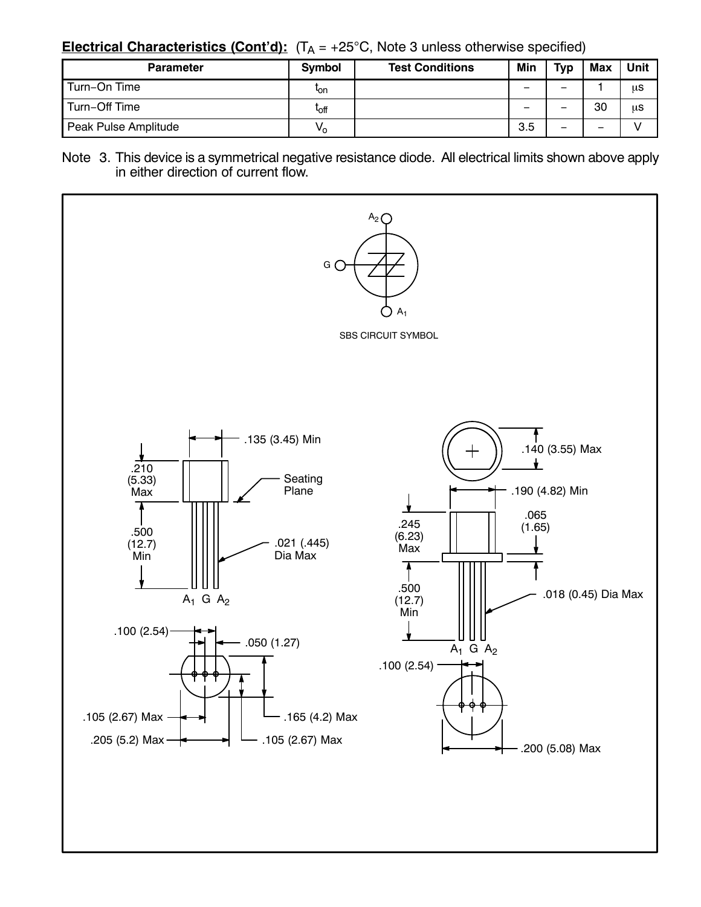**Electrical Characteristics (Cont'd):** ($T_A$ = +25°C, Note 3 unless otherwise specified)

| Parameter | Symbol | Test Conditions | Min | Typ | Max | Unit |
|---|---|---|---|---|---|---|
| Turn–On Time | $t_{on}$ | | – | – | 1 | μs |
| Turn–Off Time | $t_{off}$ | | – | – | 30 | μs |
| Peak Pulse Amplitude | $V_o$ | | 3.5 | – | – | V |

Note 3. This device is a symmetrical negative resistance diode. All electrical limits shown above apply in either direction of current flow.

$A_2$

G

$A_1$

SBS CIRCUIT SYMBOL

.135 (3.45) Min

.210 (5.33) Max

Seating Plane

.500 (12.7) Min

.021 (.445) Dia Max

$A_1$ G $A_2$

.100 (2.54)

.050 (1.27)

.105 (2.67) Max

.165 (4.2) Max

.205 (5.2) Max

.105 (2.67) Max

.140 (3.55) Max

.190 (4.82) Min

.245 (6.23) Max

.065 (1.65)

.500 (12.7) Min

.018 (0.45) Dia Max

$A_1$ G $A_2$

.100 (2.54)

.200 (5.08) Max